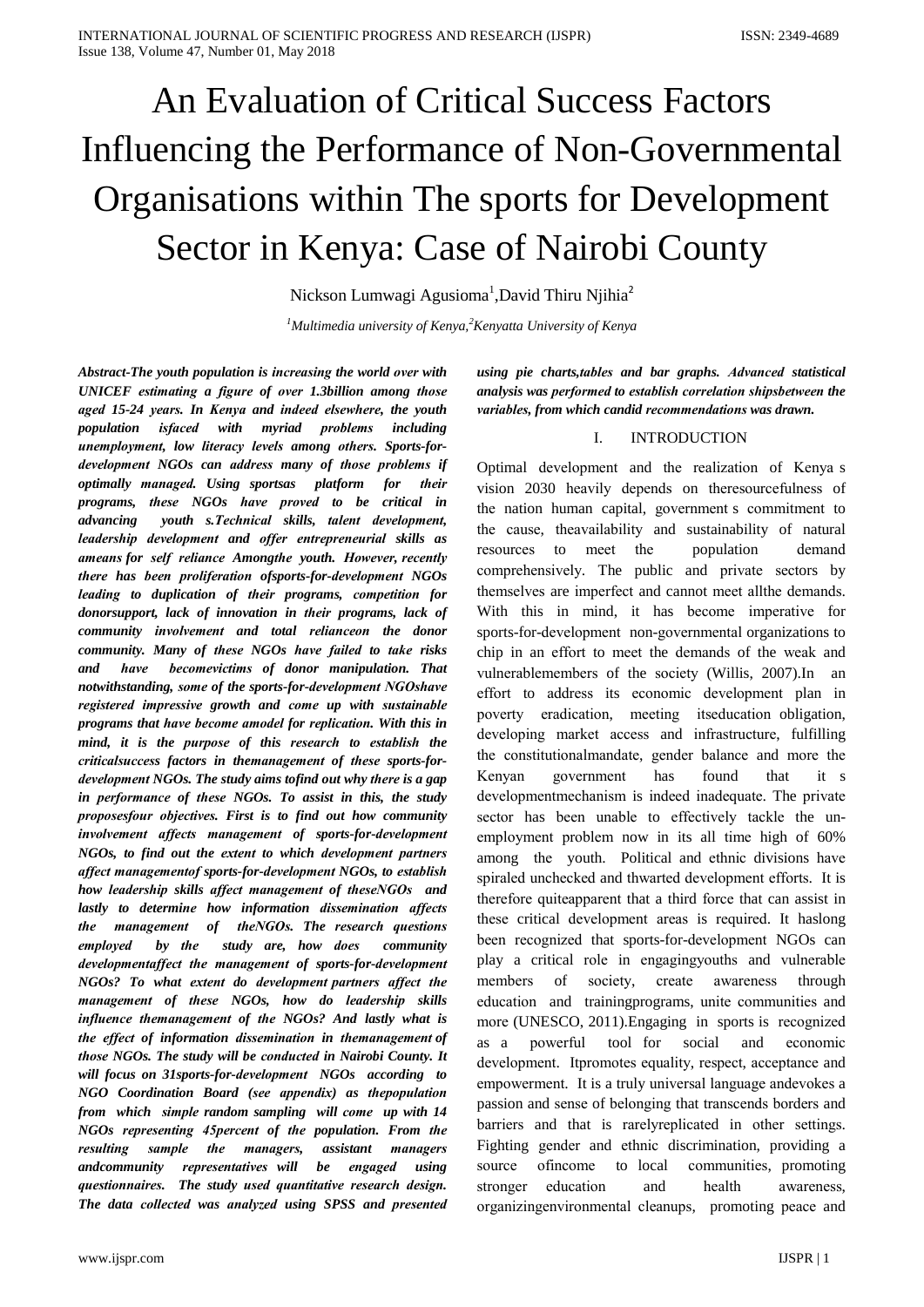# An Evaluation of Critical Success Factors Influencing the Performance of Non-Governmental Organisations within The sports for Development Sector in Kenya: Case of Nairobi County

Nickson Lumwagi Agusioma[1],David Thiru Njihia[2]

[1]*Multimedia university of Kenya,*[2]*Kenyatta University of Kenya*

***Abstract-The youth population is increasing the world over with UNICEF estimating a figure of over 1.3billion among those aged 15-24 years. In Kenya and indeed elsewhere, the youth population isfaced with myriad problems including unemployment, low literacy levels among others. Sports-for-development NGOs can address many of those problems if optimally managed. Using sportsas platform for their programs, these NGOs have proved to be critical in advancing youth s.Technical skills, talent development, leadership development and offer entrepreneurial skills as ameans for self reliance Amongthe youth. However, recently there has been proliferation ofsports-for-development NGOs leading to duplication of their programs, competition for donorsupport, lack of innovation in their programs, lack of community involvement and total relianceon the donor community. Many of these NGOs have failed to take risks and have becomevictims of donor manipulation. That notwithstanding, some of the sports-for-development NGOshave registered impressive growth and come up with sustainable programs that have become amodel for replication. With this in mind, it is the purpose of this research to establish the criticalsuccess factors in themanagement of these sports-for-development NGOs. The study aims tofind out why there is a gap in performance of these NGOs. To assist in this, the study proposesfour objectives. First is to find out how community involvement affects management of sports-for-development NGOs, to find out the extent to which development partners affect managementof sports-for-development NGOs, to establish how leadership skills affect management of theseNGOs and lastly to determine how information dissemination affects the management of theNGOs. The research questions employed by the study are, how does community developmentaffect the management of sports-for-development NGOs? To what extent do development partners affect the management of these NGOs, how do leadership skills influence themanagement of the NGOs? And lastly what is the effect of information dissemination in themanagement of those NGOs. The study will be conducted in Nairobi County. It will focus on 31sports-for-development NGOs according to NGO Coordination Board (see appendix) as thepopulation from which simple random sampling will come up with 14 NGOs representing 45percent of the population. From the resulting sample the managers, assistant managers andcommunity representatives will be engaged using questionnaires. The study used quantitative research design. The data collected was analyzed using SPSS and presented using pie charts,tables and bar graphs. Advanced statistical analysis was performed to establish correlation shipsbetween the variables, from which candid recommendations was drawn.***

## I. INTRODUCTION

Optimal development and the realization of Kenya s vision 2030 heavily depends on theresourcefulness of the nation human capital, government s commitment to the cause, theavailability and sustainability of natural resources to meet the population demand comprehensively. The public and private sectors by themselves are imperfect and cannot meet allthe demands. With this in mind, it has become imperative for sports-for-development non-governmental organizations to chip in an effort to meet the demands of the weak and vulnerablemembers of the society (Willis, 2007).In an effort to address its economic development plan in poverty eradication, meeting itseducation obligation, developing market access and infrastructure, fulfilling the constitutionalmandate, gender balance and more the Kenyan government has found that it s developmentmechanism is indeed inadequate. The private sector has been unable to effectively tackle the un-employment problem now in its all time high of 60% among the youth. Political and ethnic divisions have spiraled unchecked and thwarted development efforts. It is therefore quiteapparent that a third force that can assist in these critical development areas is required. It haslong been recognized that sports-for-development NGOs can play a critical role in engagingyouths and vulnerable members of society, create awareness through education and trainingprograms, unite communities and more (UNESCO, 2011).Engaging in sports is recognized as a powerful tool for social and economic development. Itpromotes equality, respect, acceptance and empowerment. It is a truly universal language andevokes a passion and sense of belonging that transcends borders and barriers and that is rarelyreplicated in other settings. Fighting gender and ethnic discrimination, providing a source ofincome to local communities, promoting stronger education and health awareness, organizingenvironmental cleanups, promoting peace and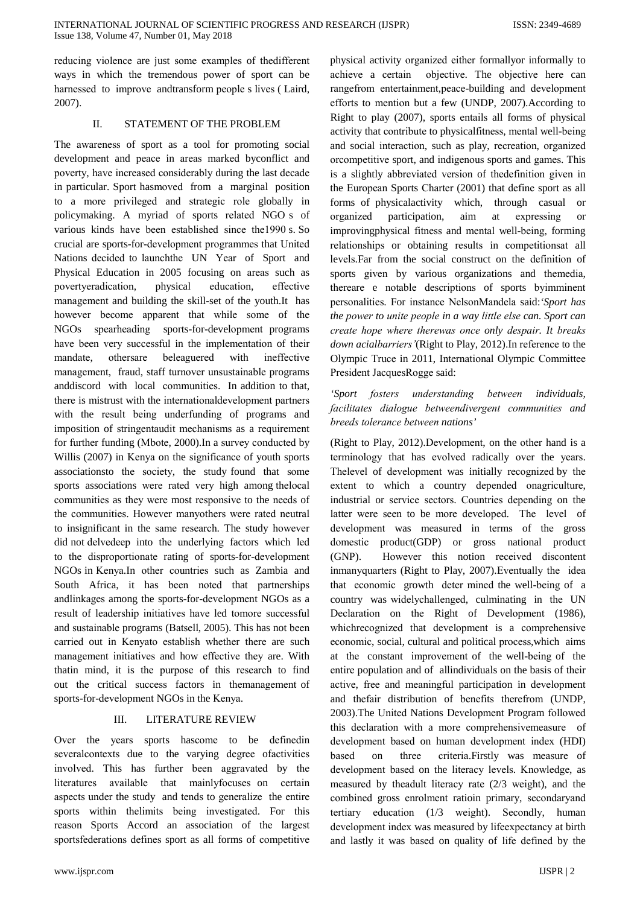reducing violence are just some examples of thedifferent ways in which the tremendous power of sport can be harnessed to improve andtransform people s lives ( Laird, 2007).

## II. STATEMENT OF THE PROBLEM

The awareness of sport as a tool for promoting social development and peace in areas marked byconflict and poverty, have increased considerably during the last decade in particular. Sport hasmoved from a marginal position to a more privileged and strategic role globally in policymaking. A myriad of sports related NGO s of various kinds have been established since the1990 s. So crucial are sports-for-development programmes that United Nations decided to launchthe UN Year of Sport and Physical Education in 2005 focusing on areas such as povertyeradication, physical education, effective management and building the skill-set of the youth.It has however become apparent that while some of the NGOs spearheading sports-for-development programs have been very successful in the implementation of their mandate, othersare beleaguered with ineffective management, fraud, staff turnover unsustainable programs anddiscord with local communities. In addition to that, there is mistrust with the internationaldevelopment partners with the result being underfunding of programs and imposition of stringentaudit mechanisms as a requirement for further funding (Mbote, 2000).In a survey conducted by Willis (2007) in Kenya on the significance of youth sports associationsto the society, the study found that some sports associations were rated very high among thelocal communities as they were most responsive to the needs of the communities. However manyothers were rated neutral to insignificant in the same research. The study however did not delvedeep into the underlying factors which led to the disproportionate rating of sports-for-development NGOs in Kenya.In other countries such as Zambia and South Africa, it has been noted that partnerships andlinkages among the sports-for-development NGOs as a result of leadership initiatives have led tomore successful and sustainable programs (Batsell, 2005). This has not been carried out in Kenyato establish whether there are such management initiatives and how effective they are. With thatin mind, it is the purpose of this research to find out the critical success factors in themanagement of sports-for-development NGOs in the Kenya.

## III. LITERATURE REVIEW

Over the years sports hascome to be definedin severalcontexts due to the varying degree ofactivities involved. This has further been aggravated by the literatures available that mainlyfocuses on certain aspects under the study and tends to generalize the entire sports within thelimits being investigated. For this reason Sports Accord an association of the largest sportsfederations defines sport as all forms of competitive physical activity organized either formallyor informally to achieve a certain objective. The objective here can rangefrom entertainment,peace-building and development efforts to mention but a few (UNDP, 2007).According to Right to play (2007), sports entails all forms of physical activity that contribute to physicalfitness, mental well-being and social interaction, such as play, recreation, organized orcompetitive sport, and indigenous sports and games. This is a slightly abbreviated version of thedefinition given in the European Sports Charter (2001) that define sport as all forms of physicalactivity which, through casual or organized participation, aim at expressing or improvingphysical fitness and mental well-being, forming relationships or obtaining results in competitionsat all levels.Far from the social construct on the definition of sports given by various organizations and themedia, thereare e notable descriptions of sports byimminent personalities. For instance NelsonMandela said:*'Sport has the power to unite people in a way little else can. Sport can create hope where therewas once only despair. It breaks down acialbarriers'*(Right to Play, 2012).In reference to the Olympic Truce in 2011, International Olympic Committee President JacquesRogge said:

*'Sport fosters understanding between individuals, facilitates dialogue betweendivergent communities and breeds tolerance between nations'*

(Right to Play, 2012).Development, on the other hand is a terminology that has evolved radically over the years. Thelevel of development was initially recognized by the extent to which a country depended onagriculture, industrial or service sectors. Countries depending on the latter were seen to be more developed. The level of development was measured in terms of the gross domestic product(GDP) or gross national product (GNP). However this notion received discontent inmanyquarters (Right to Play, 2007).Eventually the idea that economic growth deter mined the well-being of a country was widelychallenged, culminating in the UN Declaration on the Right of Development (1986), whichrecognized that development is a comprehensive economic, social, cultural and political process,which aims at the constant improvement of the well-being of the entire population and of allindividuals on the basis of their active, free and meaningful participation in development and thefair distribution of benefits therefrom (UNDP, 2003).The United Nations Development Program followed this declaration with a more comprehensivemeasure of development based on human development index (HDI) based on three criteria.Firstly was measure of development based on the literacy levels. Knowledge, as measured by theadult literacy rate (2/3 weight), and the combined gross enrolment ratioin primary, secondaryand tertiary education (1/3 weight). Secondly, human development index was measured by lifeexpectancy at birth and lastly it was based on quality of life defined by the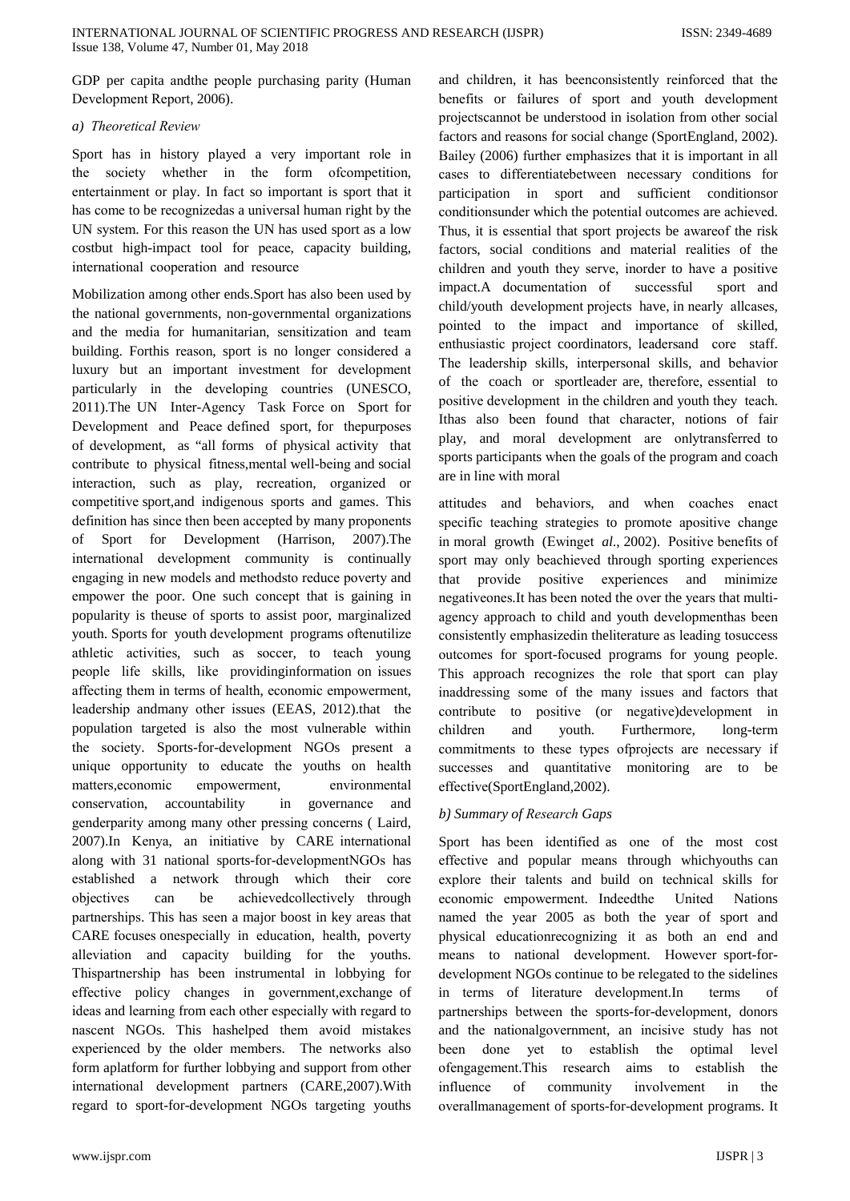GDP per capita andthe people purchasing parity (Human Development Report, 2006).

### *a) Theoretical Review*

Sport has in history played a very important role in the society whether in the form ofcompetition, entertainment or play. In fact so important is sport that it has come to be recognizedas a universal human right by the UN system. For this reason the UN has used sport as a low costbut high-impact tool for peace, capacity building, international cooperation and resource Mobilization among other ends.Sport has also been used by the national governments, non-governmental organizations and the media for humanitarian, sensitization and team building. Forthis reason, sport is no longer considered a luxury but an important investment for development particularly in the developing countries (UNESCO, 2011).The UN Inter-Agency Task Force on Sport for Development and Peace defined sport, for thepurposes of development, as "all forms of physical activity that contribute to physical fitness,mental well-being and social interaction, such as play, recreation, organized or competitive sport,and indigenous sports and games. This definition has since then been accepted by many proponents of Sport for Development (Harrison, 2007).The international development community is continually engaging in new models and methodsto reduce poverty and empower the poor. One such concept that is gaining in popularity is theuse of sports to assist poor, marginalized youth. Sports for youth development programs oftenutilize athletic activities, such as soccer, to teach young people life skills, like providinginformation on issues affecting them in terms of health, economic empowerment, leadership andmany other issues (EEAS, 2012).that the population targeted is also the most vulnerable within the society. Sports-for-development NGOs present a unique opportunity to educate the youths on health matters,economic empowerment, environmental conservation, accountability in governance and genderparity among many other pressing concerns ( Laird, 2007).In Kenya, an initiative by CARE international along with 31 national sports-for-developmentNGOs has established a network through which their core objectives can be achievedcollectively through partnerships. This has seen a major boost in key areas that CARE focuses onespecially in education, health, poverty alleviation and capacity building for the youths. Thispartnership has been instrumental in lobbying for effective policy changes in government,exchange of ideas and learning from each other especially with regard to nascent NGOs. This hashelped them avoid mistakes experienced by the older members. The networks also form aplatform for further lobbying and support from other international development partners (CARE,2007).With regard to sport-for-development NGOs targeting youths and children, it has beenconsistently reinforced that the benefits or failures of sport and youth development projectscannot be understood in isolation from other social factors and reasons for social change (SportEngland, 2002). Bailey (2006) further emphasizes that it is important in all cases to differentiatebetween necessary conditions for participation in sport and sufficient conditionsor conditionsunder which the potential outcomes are achieved. Thus, it is essential that sport projects be awareof the risk factors, social conditions and material realities of the children and youth they serve, inorder to have a positive impact.A documentation of successful sport and child/youth development projects have, in nearly allcases, pointed to the impact and importance of skilled, enthusiastic project coordinators, leadersand core staff. The leadership skills, interpersonal skills, and behavior of the coach or sportleader are, therefore, essential to positive development in the children and youth they teach. Ithas also been found that character, notions of fair play, and moral development are onlytransferred to sports participants when the goals of the program and coach are in line with moral attitudes and behaviors, and when coaches enact specific teaching strategies to promote apositive change in moral growth (Ewinget *al*., 2002). Positive benefits of sport may only beachieved through sporting experiences that provide positive experiences and minimize negativeones.It has been noted the over the years that multi-agency approach to child and youth developmenthas been consistently emphasizedin theliterature as leading tosuccess outcomes for sport-focused programs for young people. This approach recognizes the role that sport can play inaddressing some of the many issues and factors that contribute to positive (or negative)development in children and youth. Furthermore, long-term commitments to these types ofprojects are necessary if successes and quantitative monitoring are to be effective(SportEngland,2002).

### *b) Summary of Research Gaps*

Sport has been identified as one of the most cost effective and popular means through whichyouths can explore their talents and build on technical skills for economic empowerment. Indeedthe United Nations named the year 2005 as both the year of sport and physical educationrecognizing it as both an end and means to national development. However sport-for-development NGOs continue to be relegated to the sidelines in terms of literature development.In terms of partnerships between the sports-for-development, donors and the nationalgovernment, an incisive study has not been done yet to establish the optimal level ofengagement.This research aims to establish the influence of community involvement in the overallmanagement of sports-for-development programs. It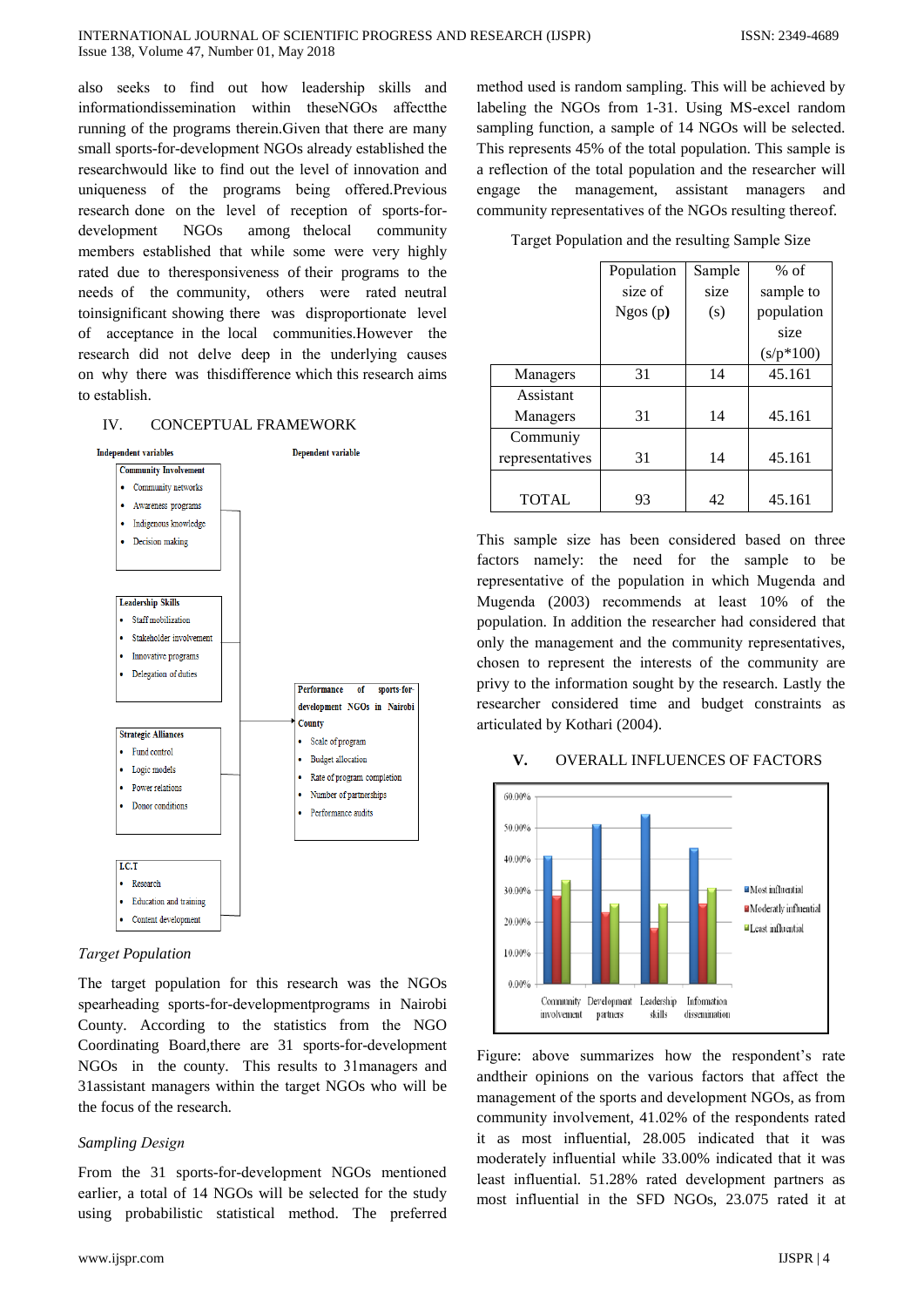also seeks to find out how leadership skills and informationdissemination within theseNGOs affectthe running of the programs therein.Given that there are many small sports-for-development NGOs already established the researchwould like to find out the level of innovation and uniqueness of the programs being offered.Previous research done on the level of reception of sports-for-development NGOs among thelocal community members established that while some were very highly rated due to theresponsiveness of their programs to the needs of the community, others were rated neutral toinsignificant showing there was disproportionate level of acceptance in the local communities.However the research did not delve deep in the underlying causes on why there was thisdifference which this research aims to establish.

## IV. CONCEPTUAL FRAMEWORK

**Independent variables**

**Community Involvement**
- Community networks
- Awareness programs
- Indigenous knowledge
- Decision making

**Leadership Skills**
- Staff mobilization
- Stakeholder involvement
- Innovative programs
- Delegation of duties

**Strategic Alliances**
- Fund control
- Logic models
- Power relations
- Donor conditions

**I.C.T**
- Research
- Education and training
- Content development

**Dependent variable**

**Performance of sports-for-development NGOs in Nairobi County**
- Scale of program
- Budget allocation
- Rate of program completion
- Number of partnerships
- Performance audits

*Target Population*

The target population for this research was the NGOs spearheading sports-for-developmentprograms in Nairobi County. According to the statistics from the NGO Coordinating Board,there are 31 sports-for-development NGOs in the county. This results to 31managers and 31assistant managers within the target NGOs who will be the focus of the research.

*Sampling Design*

From the 31 sports-for-development NGOs mentioned earlier, a total of 14 NGOs will be selected for the study using probabilistic statistical method. The preferred method used is random sampling. This will be achieved by labeling the NGOs from 1-31. Using MS-excel random sampling function, a sample of 14 NGOs will be selected. This represents 45% of the total population. This sample is a reflection of the total population and the researcher will engage the management, assistant managers and community representatives of the NGOs resulting thereof.

Target Population and the resulting Sample Size

| | Population size of Ngos (p) | Sample size (s) | % of sample to population size (s/p*100) |
|---|---|---|---|
| Managers | 31 | 14 | 45.161 |
| Assistant Managers | 31 | 14 | 45.161 |
| Communiy representatives | 31 | 14 | 45.161 |
| TOTAL | 93 | 42 | 45.161 |

This sample size has been considered based on three factors namely: the need for the sample to be representative of the population in which Mugenda and Mugenda (2003) recommends at least 10% of the population. In addition the researcher had considered that only the management and the community representatives, chosen to represent the interests of the community are privy to the information sought by the research. Lastly the researcher considered time and budget constraints as articulated by Kothari (2004).

## V. OVERALL INFLUENCES OF FACTORS

Figure: above summarizes how the respondent's rate andtheir opinions on the various factors that affect the management of the sports and development NGOs, as from community involvement, 41.02% of the respondents rated it as most influential, 28.005 indicated that it was moderately influential while 33.00% indicated that it was least influential. 51.28% rated development partners as most influential in the SFD NGOs, 23.075 rated it at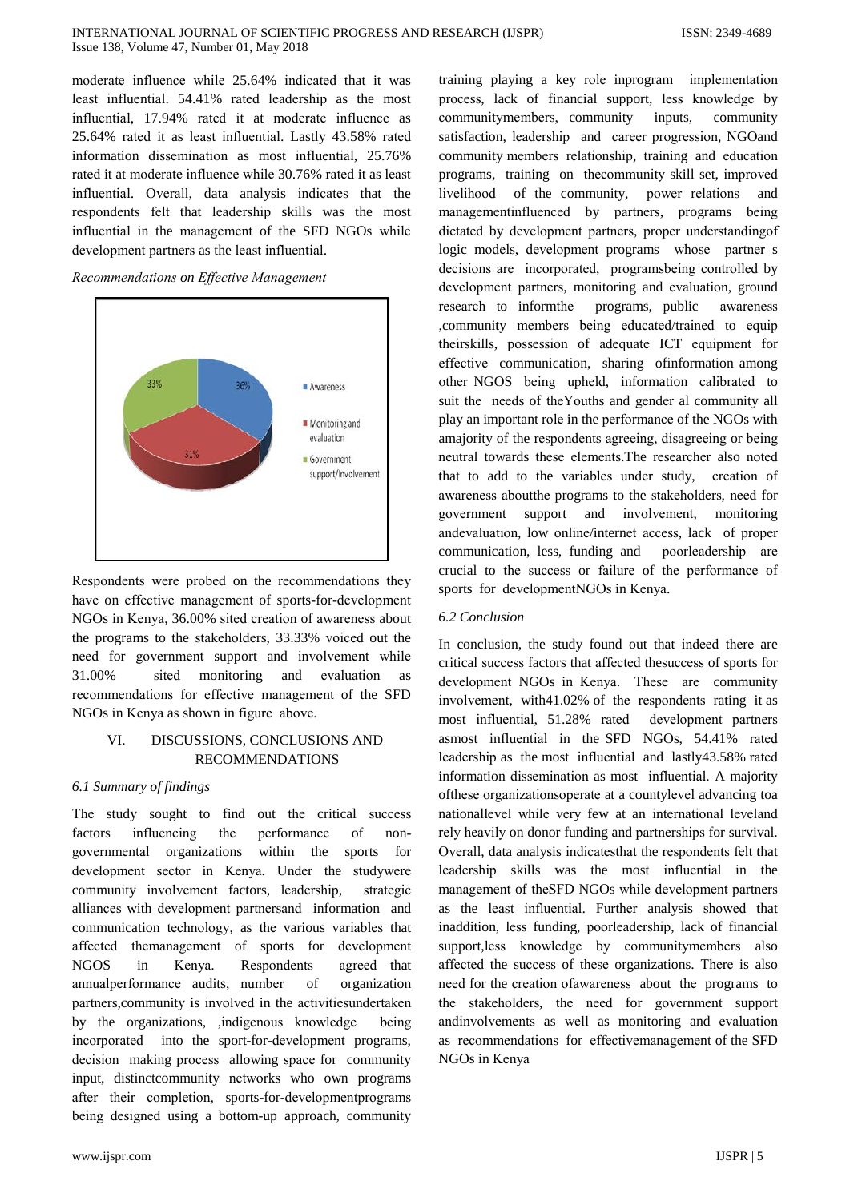moderate influence while 25.64% indicated that it was least influential. 54.41% rated leadership as the most influential, 17.94% rated it at moderate influence as 25.64% rated it as least influential. Lastly 43.58% rated information dissemination as most influential, 25.76% rated it at moderate influence while 30.76% rated it as least influential. Overall, data analysis indicates that the respondents felt that leadership skills was the most influential in the management of the SFD NGOs while development partners as the least influential.

*Recommendations on Effective Management*

Respondents were probed on the recommendations they have on effective management of sports-for-development NGOs in Kenya, 36.00% sited creation of awareness about the programs to the stakeholders, 33.33% voiced out the need for government support and involvement while 31.00% sited monitoring and evaluation as recommendations for effective management of the SFD NGOs in Kenya as shown in figure above.

## VI. DISCUSSIONS, CONCLUSIONS AND RECOMMENDATIONS

### *6.1 Summary of findings*

The study sought to find out the critical success factors influencing the performance of non-governmental organizations within the sports for development sector in Kenya. Under the studywere community involvement factors, leadership, strategic alliances with development partnersand information and communication technology, as the various variables that affected themanagement of sports for development NGOS in Kenya. Respondents agreed that annualperformance audits, number of organization partners,community is involved in the activitiesundertaken by the organizations, ,indigenous knowledge being incorporated into the sport-for-development programs, decision making process allowing space for community input, distinctcommunity networks who own programs after their completion, sports-for-developmentprograms being designed using a bottom-up approach, community training playing a key role inprogram implementation process, lack of financial support, less knowledge by communitymembers, community inputs, community satisfaction, leadership and career progression, NGOand community members relationship, training and education programs, training on thecommunity skill set, improved livelihood of the community, power relations and managementinfluenced by partners, programs being dictated by development partners, proper understandingof logic models, development programs whose partner s decisions are incorporated, programsbeing controlled by development partners, monitoring and evaluation, ground research to informthe programs, public awareness ,community members being educated/trained to equip theirskills, possession of adequate ICT equipment for effective communication, sharing ofinformation among other NGOS being upheld, information calibrated to suit the needs of theYouths and gender al community all play an important role in the performance of the NGOs with amajority of the respondents agreeing, disagreeing or being neutral towards these elements.The researcher also noted that to add to the variables under study, creation of awareness aboutthe programs to the stakeholders, need for government support and involvement, monitoring andevaluation, low online/internet access, lack of proper communication, less, funding and poorleadership are crucial to the success or failure of the performance of sports for developmentNGOs in Kenya.

### *6.2 Conclusion*

In conclusion, the study found out that indeed there are critical success factors that affected thesuccess of sports for development NGOs in Kenya. These are community involvement, with41.02% of the respondents rating it as most influential, 51.28% rated development partners asmost influential in the SFD NGOs, 54.41% rated leadership as the most influential and lastly43.58% rated information dissemination as most influential. A majority ofthese organizationsoperate at a countylevel advancing toa nationallevel while very few at an international leveland rely heavily on donor funding and partnerships for survival. Overall, data analysis indicatesthat the respondents felt that leadership skills was the most influential in the management of theSFD NGOs while development partners as the least influential. Further analysis showed that inaddition, less funding, poorleadership, lack of financial support,less knowledge by communitymembers also affected the success of these organizations. There is also need for the creation ofawareness about the programs to the stakeholders, the need for government support andinvolvements as well as monitoring and evaluation as recommendations for effectivemanagement of the SFD NGOs in Kenya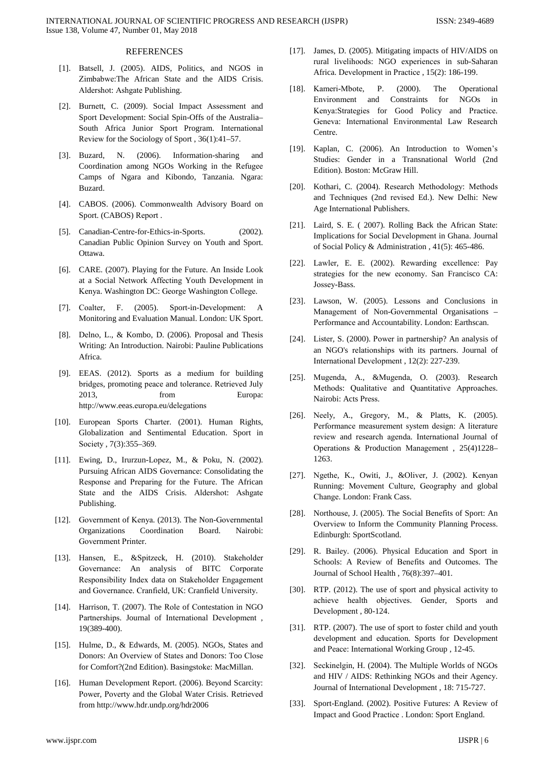## REFERENCES

[1]. Batsell, J. (2005). AIDS, Politics, and NGOS in Zimbabwe:The African State and the AIDS Crisis. Aldershot: Ashgate Publishing.

[2]. Burnett, C. (2009). Social Impact Assessment and Sport Development: Social Spin-Offs of the Australia–South Africa Junior Sport Program. International Review for the Sociology of Sport , 36(1):41–57.

[3]. Buzard, N. (2006). Information-sharing and Coordination among NGOs Working in the Refugee Camps of Ngara and Kibondo, Tanzania. Ngara: Buzard.

[4]. CABOS. (2006). Commonwealth Advisory Board on Sport. (CABOS) Report .

[5]. Canadian-Centre-for-Ethics-in-Sports. (2002). Canadian Public Opinion Survey on Youth and Sport. Ottawa.

[6]. CARE. (2007). Playing for the Future. An Inside Look at a Social Network Affecting Youth Development in Kenya. Washington DC: George Washington College.

[7]. Coalter, F. (2005). Sport-in-Development: A Monitoring and Evaluation Manual. London: UK Sport.

[8]. Delno, L., & Kombo, D. (2006). Proposal and Thesis Writing: An Introduction. Nairobi: Pauline Publications Africa.

[9]. EEAS. (2012). Sports as a medium for building bridges, promoting peace and tolerance. Retrieved July 2013, from Europa: http://www.eeas.europa.eu/delegations

[10]. European Sports Charter. (2001). Human Rights, Globalization and Sentimental Education. Sport in Society , 7(3):355–369.

[11]. Ewing, D., Irurzun-Lopez, M., & Poku, N. (2002). Pursuing African AIDS Governance: Consolidating the Response and Preparing for the Future. The African State and the AIDS Crisis. Aldershot: Ashgate Publishing.

[12]. Government of Kenya. (2013). The Non-Governmental Organizations Coordination Board. Nairobi: Government Printer.

[13]. Hansen, E., &Spitzeck, H. (2010). Stakeholder Governance: An analysis of BITC Corporate Responsibility Index data on Stakeholder Engagement and Governance. Cranfield, UK: Cranfield University.

[14]. Harrison, T. (2007). The Role of Contestation in NGO Partnerships. Journal of International Development , 19(389-400).

[15]. Hulme, D., & Edwards, M. (2005). NGOs, States and Donors: An Overview of States and Donors: Too Close for Comfort?(2nd Edition). Basingstoke: MacMillan.

[16]. Human Development Report. (2006). Beyond Scarcity: Power, Poverty and the Global Water Crisis. Retrieved from http://www.hdr.undp.org/hdr2006

[17]. James, D. (2005). Mitigating impacts of HIV/AIDS on rural livelihoods: NGO experiences in sub-Saharan Africa. Development in Practice , 15(2): 186-199.

[18]. Kameri-Mbote, P. (2000). The Operational Environment and Constraints for NGOs in Kenya:Strategies for Good Policy and Practice. Geneva: International Environmental Law Research Centre.

[19]. Kaplan, C. (2006). An Introduction to Women's Studies: Gender in a Transnational World (2nd Edition). Boston: McGraw Hill.

[20]. Kothari, C. (2004). Research Methodology: Methods and Techniques (2nd revised Ed.). New Delhi: New Age International Publishers.

[21]. Laird, S. E. ( 2007). Rolling Back the African State: Implications for Social Development in Ghana. Journal of Social Policy & Administration , 41(5): 465-486.

[22]. Lawler, E. E. (2002). Rewarding excellence: Pay strategies for the new economy. San Francisco CA: Jossey-Bass.

[23]. Lawson, W. (2005). Lessons and Conclusions in Management of Non-Governmental Organisations – Performance and Accountability. London: Earthscan.

[24]. Lister, S. (2000). Power in partnership? An analysis of an NGO's relationships with its partners. Journal of International Development , 12(2): 227-239.

[25]. Mugenda, A., &Mugenda, O. (2003). Research Methods: Qualitative and Quantitative Approaches. Nairobi: Acts Press.

[26]. Neely, A., Gregory, M., & Platts, K. (2005). Performance measurement system design: A literature review and research agenda. International Journal of Operations & Production Management , 25(4)1228–1263.

[27]. Ngethe, K., Owiti, J., &Oliver, J. (2002). Kenyan Running: Movement Culture, Geography and global Change. London: Frank Cass.

[28]. Northouse, J. (2005). The Social Benefits of Sport: An Overview to Inform the Community Planning Process. Edinburgh: SportScotland.

[29]. R. Bailey. (2006). Physical Education and Sport in Schools: A Review of Benefits and Outcomes. The Journal of School Health , 76(8):397–401.

[30]. RTP. (2012). The use of sport and physical activity to achieve health objectives. Gender, Sports and Development , 80-124.

[31]. RTP. (2007). The use of sport to foster child and youth development and education. Sports for Development and Peace: International Working Group , 12-45.

[32]. Seckinelgin, H. (2004). The Multiple Worlds of NGOs and HIV / AIDS: Rethinking NGOs and their Agency. Journal of International Development , 18: 715-727.

[33]. Sport-England. (2002). Positive Futures: A Review of Impact and Good Practice . London: Sport England.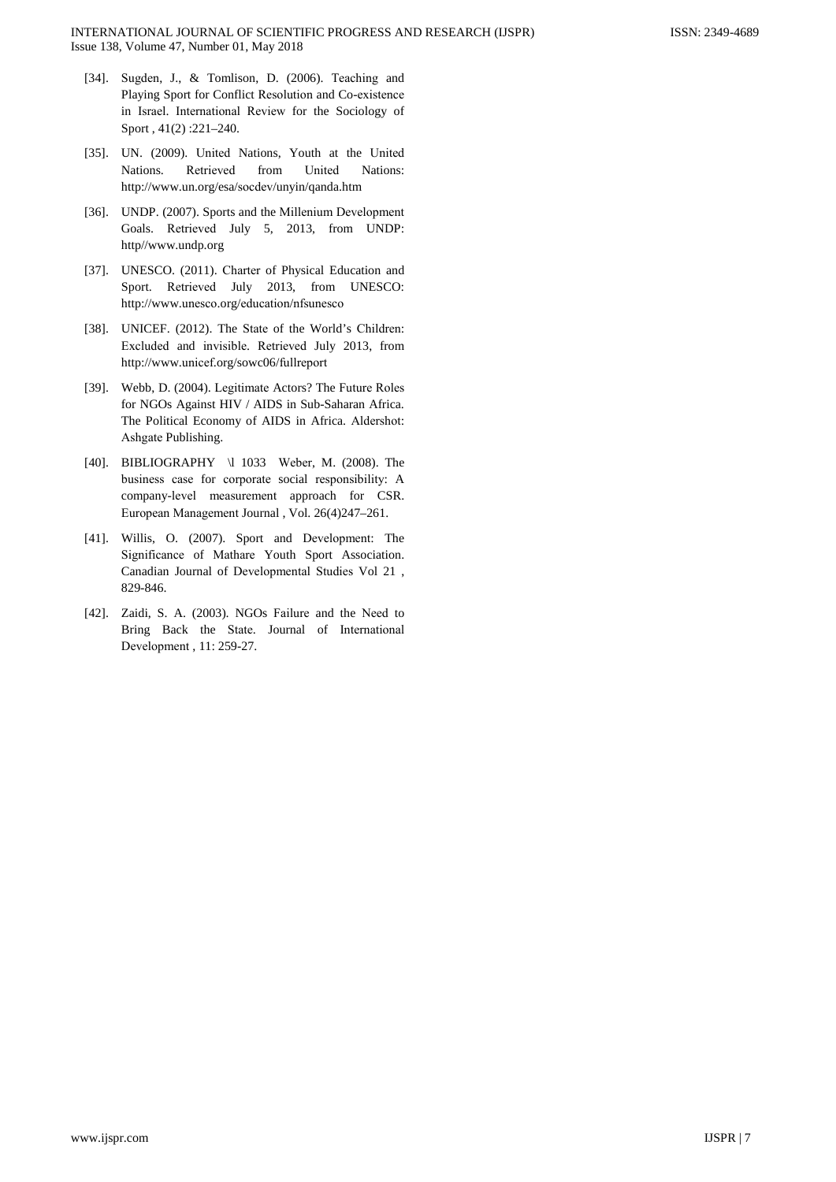[34]. Sugden, J., & Tomlison, D. (2006). Teaching and Playing Sport for Conflict Resolution and Co-existence in Israel. International Review for the Sociology of Sport , 41(2) :221–240.

[35]. UN. (2009). United Nations, Youth at the United Nations. Retrieved from United Nations: http://www.un.org/esa/socdev/unyin/qanda.htm

[36]. UNDP. (2007). Sports and the Millenium Development Goals. Retrieved July 5, 2013, from UNDP: http//www.undp.org

[37]. UNESCO. (2011). Charter of Physical Education and Sport. Retrieved July 2013, from UNESCO: http://www.unesco.org/education/nfsunesco

[38]. UNICEF. (2012). The State of the World's Children: Excluded and invisible. Retrieved July 2013, from http://www.unicef.org/sowc06/fullreport

[39]. Webb, D. (2004). Legitimate Actors? The Future Roles for NGOs Against HIV / AIDS in Sub-Saharan Africa. The Political Economy of AIDS in Africa. Aldershot: Ashgate Publishing.

[40]. BIBLIOGRAPHY \l 1033 Weber, M. (2008). The business case for corporate social responsibility: A company-level measurement approach for CSR. European Management Journal , Vol. 26(4)247–261.

[41]. Willis, O. (2007). Sport and Development: The Significance of Mathare Youth Sport Association. Canadian Journal of Developmental Studies Vol 21 , 829-846.

[42]. Zaidi, S. A. (2003). NGOs Failure and the Need to Bring Back the State. Journal of International Development , 11: 259-27.